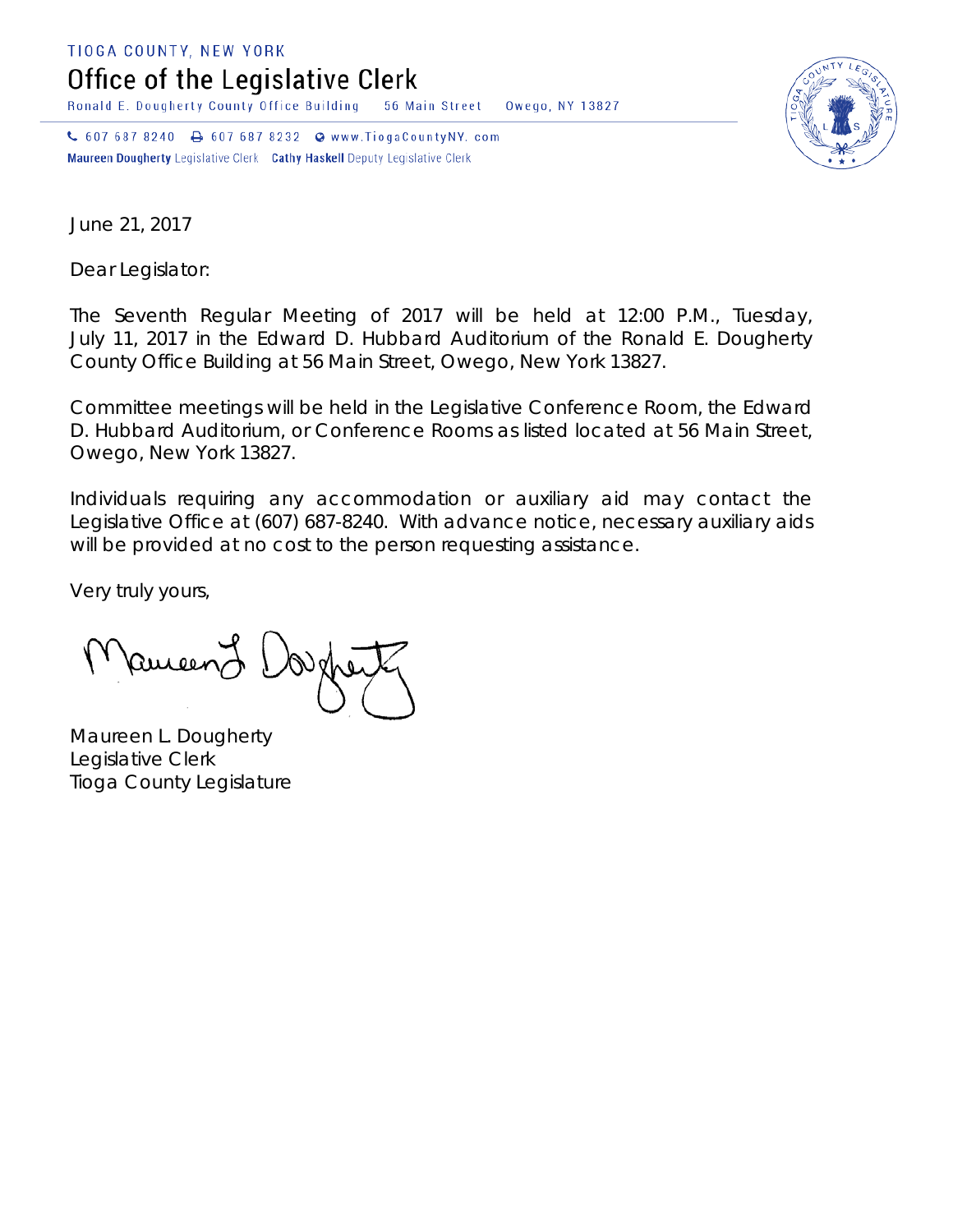TIOGA COUNTY, NEW YORK

# Office of the Legislative Clerk

Ronald E. Dougherty County Office Building    56 Main Street    Owego, NY 13827

607 687 8240    607 687 8232    www.TiogaCountyNY.com

**Maureen Dougherty** Legislative Clerk    **Cathy Haskell** Deputy Legislative Clerk

June 21, 2017

Dear Legislator:

The Seventh Regular Meeting of 2017 will be held at 12:00 P.M., Tuesday, July 11, 2017 in the Edward D. Hubbard Auditorium of the Ronald E. Dougherty County Office Building at 56 Main Street, Owego, New York 13827.

Committee meetings will be held in the Legislative Conference Room, the Edward D. Hubbard Auditorium, or Conference Rooms as listed located at 56 Main Street, Owego, New York 13827.

Individuals requiring any accommodation or auxiliary aid may contact the Legislative Office at (607) 687-8240. With advance notice, necessary auxiliary aids will be provided at no cost to the person requesting assistance.

Very truly yours,

Maureen L. Dougherty
Legislative Clerk
Tioga County Legislature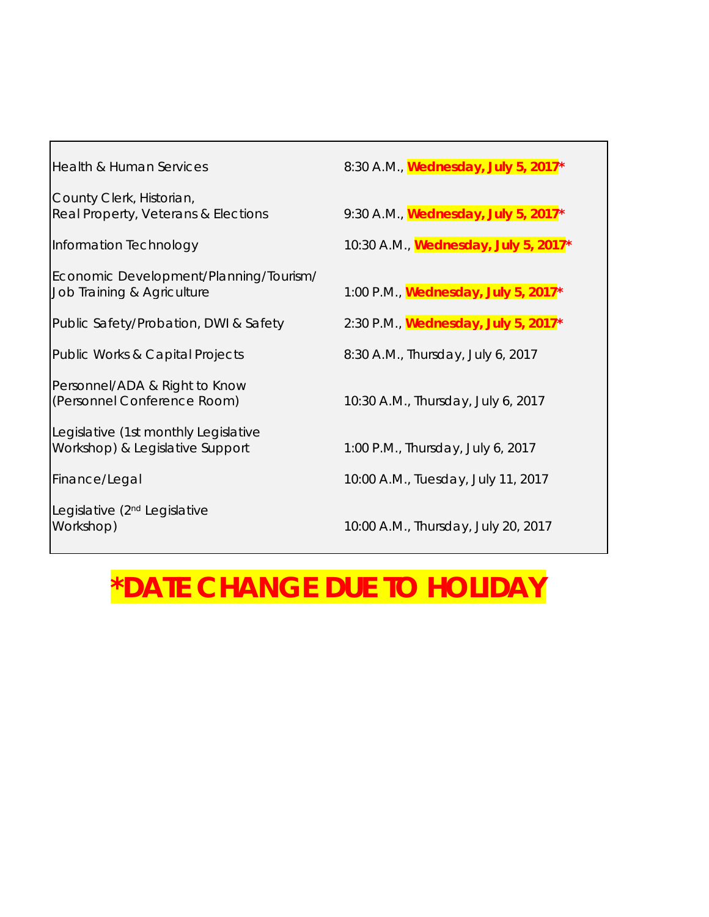| | |
|---|---|
| Health & Human Services | 8:30 A.M., **Wednesday, July 5, 2017***  |
| County Clerk, Historian, Real Property, Veterans & Elections | 9:30 A.M., **Wednesday, July 5, 2017*** |
| Information Technology | 10:30 A.M., **Wednesday, July 5, 2017*** |
| Economic Development/Planning/Tourism/ Job Training & Agriculture | 1:00 P.M., **Wednesday, July 5, 2017*** |
| Public Safety/Probation, DWI & Safety | 2:30 P.M., **Wednesday, July 5, 2017*** |
| Public Works & Capital Projects | 8:30 A.M., Thursday, July 6, 2017 |
| Personnel/ADA & Right to Know (Personnel Conference Room) | 10:30 A.M., Thursday, July 6, 2017 |
| Legislative (1st monthly Legislative Workshop) & Legislative Support | 1:00 P.M., Thursday, July 6, 2017 |
| Finance/Legal | 10:00 A.M., Tuesday, July 11, 2017 |
| Legislative (2nd Legislative Workshop) | 10:00 A.M., Thursday, July 20, 2017 |

**\*DATE CHANGE DUE TO HOLIDAY**